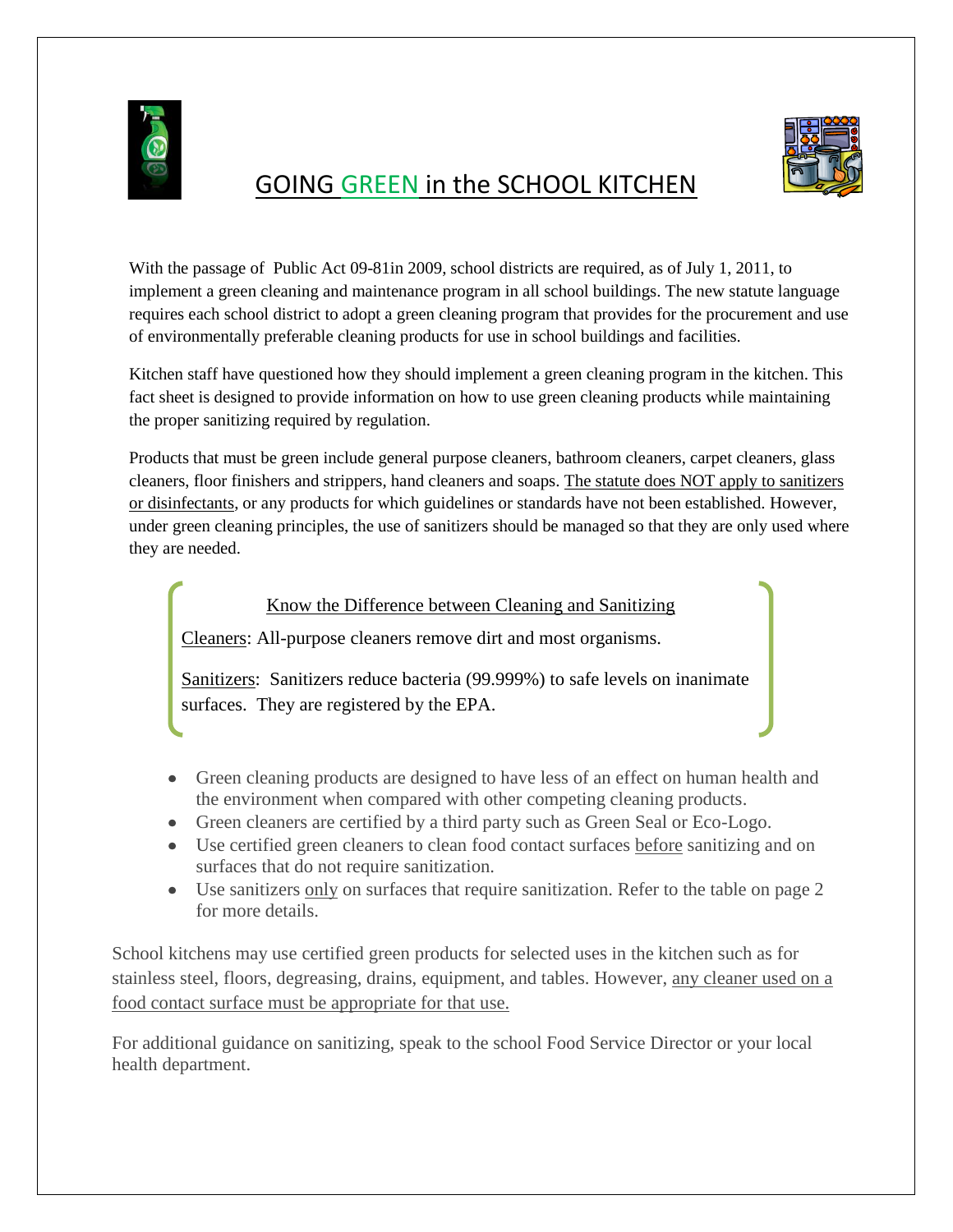# GOING GREEN in the SCHOOL KITCHEN

With the passage of Public Act 09-81in 2009, school districts are required, as of July 1, 2011, to implement a green cleaning and maintenance program in all school buildings. The new statute language requires each school district to adopt a green cleaning program that provides for the procurement and use of environmentally preferable cleaning products for use in school buildings and facilities.

Kitchen staff have questioned how they should implement a green cleaning program in the kitchen. This fact sheet is designed to provide information on how to use green cleaning products while maintaining the proper sanitizing required by regulation.

Products that must be green include general purpose cleaners, bathroom cleaners, carpet cleaners, glass cleaners, floor finishers and strippers, hand cleaners and soaps. The statute does NOT apply to sanitizers or disinfectants, or any products for which guidelines or standards have not been established. However, under green cleaning principles, the use of sanitizers should be managed so that they are only used where they are needed.

> Know the Difference between Cleaning and Sanitizing
>
> Cleaners: All-purpose cleaners remove dirt and most organisms.
>
> Sanitizers: Sanitizers reduce bacteria (99.999%) to safe levels on inanimate surfaces. They are registered by the EPA.

- Green cleaning products are designed to have less of an effect on human health and the environment when compared with other competing cleaning products.
- Green cleaners are certified by a third party such as Green Seal or Eco-Logo.
- Use certified green cleaners to clean food contact surfaces before sanitizing and on surfaces that do not require sanitization.
- Use sanitizers only on surfaces that require sanitization. Refer to the table on page 2 for more details.

School kitchens may use certified green products for selected uses in the kitchen such as for stainless steel, floors, degreasing, drains, equipment, and tables. However, any cleaner used on a food contact surface must be appropriate for that use.

For additional guidance on sanitizing, speak to the school Food Service Director or your local health department.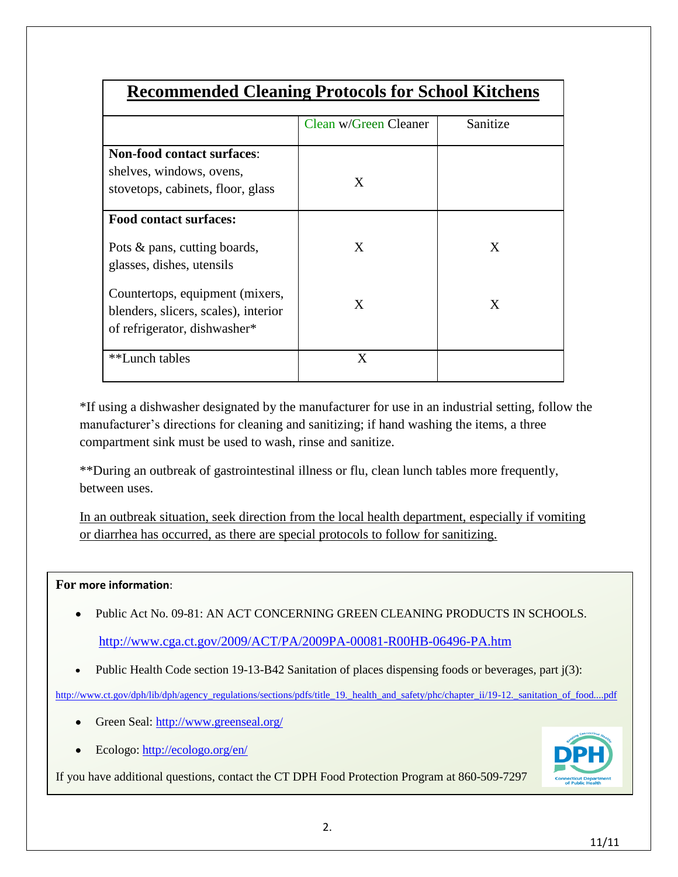## Recommended Cleaning Protocols for School Kitchens

| | Clean w/Green Cleaner | Sanitize |
|---|---|---|
| **Non-food contact surfaces**: shelves, windows, ovens, stovetops, cabinets, floor, glass | X | |
| **Food contact surfaces:** | | |
| Pots & pans, cutting boards, glasses, dishes, utensils | X | X |
| Countertops, equipment (mixers, blenders, slicers, scales), interior of refrigerator, dishwasher* | X | X |
| **Lunch tables | X | |

*If using a dishwasher designated by the manufacturer for use in an industrial setting, follow the manufacturer's directions for cleaning and sanitizing; if hand washing the items, a three compartment sink must be used to wash, rinse and sanitize.

**During an outbreak of gastrointestinal illness or flu, clean lunch tables more frequently, between uses.

<u>In an outbreak situation, seek direction from the local health department, especially if vomiting or diarrhea has occurred, as there are special protocols to follow for sanitizing.</u>

**For more information**:

- Public Act No. 09-81: AN ACT CONCERNING GREEN CLEANING PRODUCTS IN SCHOOLS.

  http://www.cga.ct.gov/2009/ACT/PA/2009PA-00081-R00HB-06496-PA.htm

- Public Health Code section 19-13-B42 Sanitation of places dispensing foods or beverages, part j(3):

http://www.ct.gov/dph/lib/dph/agency_regulations/sections/pdfs/title_19._health_and_safety/phc/chapter_ii/19-12._sanitation_of_food....pdf

- Green Seal: http://www.greenseal.org/
- Ecologo: http://ecologo.org/en/

If you have additional questions, contact the CT DPH Food Protection Program at 860-509-7297

11/11